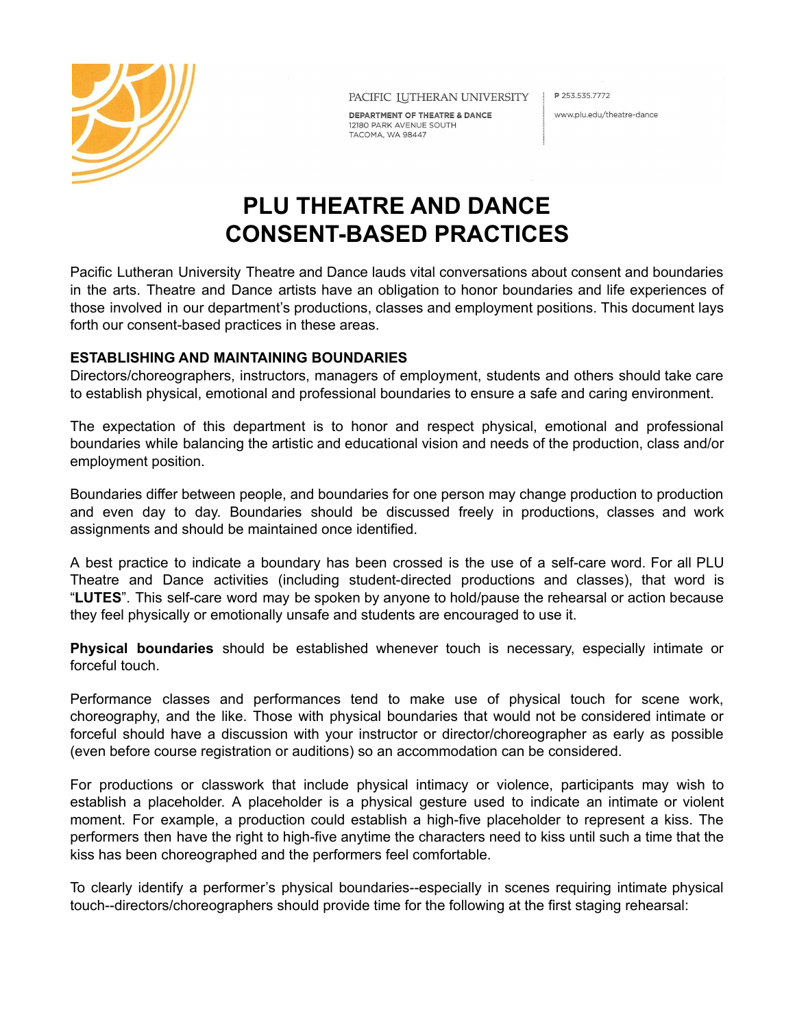PACIFIC LUTHERAN UNIVERSITY

DEPARTMENT OF THEATRE & DANCE
12180 PARK AVENUE SOUTH
TACOMA, WA 98447

P 253.535.7772

www.plu.edu/theatre-dance

# PLU THEATRE AND DANCE CONSENT-BASED PRACTICES

Pacific Lutheran University Theatre and Dance lauds vital conversations about consent and boundaries in the arts. Theatre and Dance artists have an obligation to honor boundaries and life experiences of those involved in our department's productions, classes and employment positions. This document lays forth our consent-based practices in these areas.

**ESTABLISHING AND MAINTAINING BOUNDARIES**

Directors/choreographers, instructors, managers of employment, students and others should take care to establish physical, emotional and professional boundaries to ensure a safe and caring environment.

The expectation of this department is to honor and respect physical, emotional and professional boundaries while balancing the artistic and educational vision and needs of the production, class and/or employment position.

Boundaries differ between people, and boundaries for one person may change production to production and even day to day. Boundaries should be discussed freely in productions, classes and work assignments and should be maintained once identified.

A best practice to indicate a boundary has been crossed is the use of a self-care word. For all PLU Theatre and Dance activities (including student-directed productions and classes), that word is "**LUTES**". This self-care word may be spoken by anyone to hold/pause the rehearsal or action because they feel physically or emotionally unsafe and students are encouraged to use it.

**Physical boundaries** should be established whenever touch is necessary, especially intimate or forceful touch.

Performance classes and performances tend to make use of physical touch for scene work, choreography, and the like. Those with physical boundaries that would not be considered intimate or forceful should have a discussion with your instructor or director/choreographer as early as possible (even before course registration or auditions) so an accommodation can be considered.

For productions or classwork that include physical intimacy or violence, participants may wish to establish a placeholder. A placeholder is a physical gesture used to indicate an intimate or violent moment. For example, a production could establish a high-five placeholder to represent a kiss. The performers then have the right to high-five anytime the characters need to kiss until such a time that the kiss has been choreographed and the performers feel comfortable.

To clearly identify a performer's physical boundaries--especially in scenes requiring intimate physical touch--directors/choreographers should provide time for the following at the first staging rehearsal: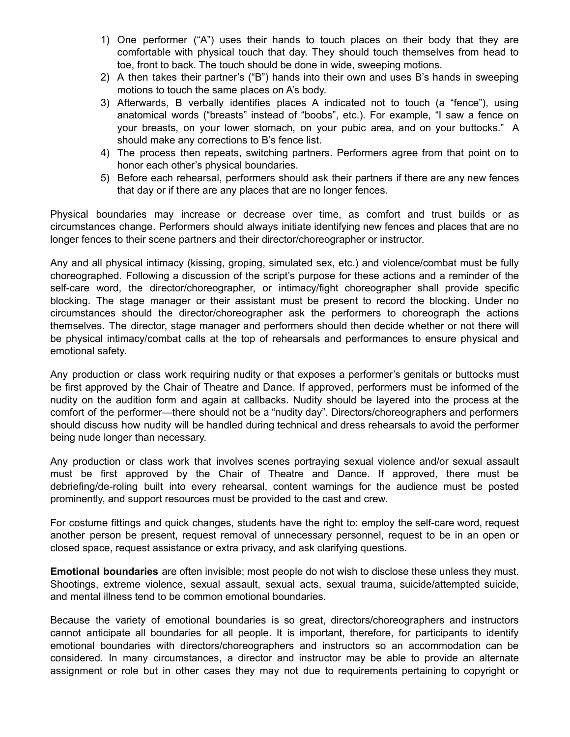1) One performer ("A") uses their hands to touch places on their body that they are comfortable with physical touch that day. They should touch themselves from head to toe, front to back. The touch should be done in wide, sweeping motions.
2) A then takes their partner's ("B") hands into their own and uses B's hands in sweeping motions to touch the same places on A's body.
3) Afterwards, B verbally identifies places A indicated not to touch (a "fence"), using anatomical words ("breasts" instead of "boobs", etc.). For example, "I saw a fence on your breasts, on your lower stomach, on your pubic area, and on your buttocks." A should make any corrections to B's fence list.
4) The process then repeats, switching partners. Performers agree from that point on to honor each other's physical boundaries.
5) Before each rehearsal, performers should ask their partners if there are any new fences that day or if there are any places that are no longer fences.

Physical boundaries may increase or decrease over time, as comfort and trust builds or as circumstances change. Performers should always initiate identifying new fences and places that are no longer fences to their scene partners and their director/choreographer or instructor.

Any and all physical intimacy (kissing, groping, simulated sex, etc.) and violence/combat must be fully choreographed. Following a discussion of the script's purpose for these actions and a reminder of the self-care word, the director/choreographer, or intimacy/fight choreographer shall provide specific blocking. The stage manager or their assistant must be present to record the blocking. Under no circumstances should the director/choreographer ask the performers to choreograph the actions themselves. The director, stage manager and performers should then decide whether or not there will be physical intimacy/combat calls at the top of rehearsals and performances to ensure physical and emotional safety.

Any production or class work requiring nudity or that exposes a performer's genitals or buttocks must be first approved by the Chair of Theatre and Dance. If approved, performers must be informed of the nudity on the audition form and again at callbacks. Nudity should be layered into the process at the comfort of the performer—there should not be a "nudity day". Directors/choreographers and performers should discuss how nudity will be handled during technical and dress rehearsals to avoid the performer being nude longer than necessary.

Any production or class work that involves scenes portraying sexual violence and/or sexual assault must be first approved by the Chair of Theatre and Dance. If approved, there must be debriefing/de-roling built into every rehearsal, content warnings for the audience must be posted prominently, and support resources must be provided to the cast and crew.

For costume fittings and quick changes, students have the right to: employ the self-care word, request another person be present, request removal of unnecessary personnel, request to be in an open or closed space, request assistance or extra privacy, and ask clarifying questions.

**Emotional boundaries** are often invisible; most people do not wish to disclose these unless they must. Shootings, extreme violence, sexual assault, sexual acts, sexual trauma, suicide/attempted suicide, and mental illness tend to be common emotional boundaries.

Because the variety of emotional boundaries is so great, directors/choreographers and instructors cannot anticipate all boundaries for all people. It is important, therefore, for participants to identify emotional boundaries with directors/choreographers and instructors so an accommodation can be considered. In many circumstances, a director and instructor may be able to provide an alternate assignment or role but in other cases they may not due to requirements pertaining to copyright or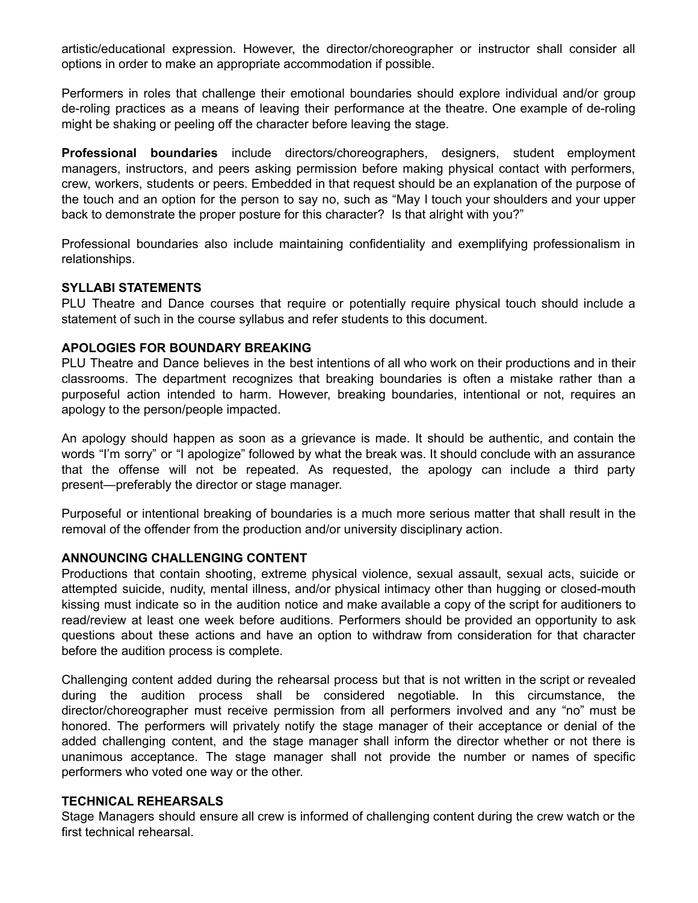artistic/educational expression. However, the director/choreographer or instructor shall consider all options in order to make an appropriate accommodation if possible.

Performers in roles that challenge their emotional boundaries should explore individual and/or group de-roling practices as a means of leaving their performance at the theatre. One example of de-roling might be shaking or peeling off the character before leaving the stage.

**Professional boundaries** include directors/choreographers, designers, student employment managers, instructors, and peers asking permission before making physical contact with performers, crew, workers, students or peers. Embedded in that request should be an explanation of the purpose of the touch and an option for the person to say no, such as "May I touch your shoulders and your upper back to demonstrate the proper posture for this character? Is that alright with you?"

Professional boundaries also include maintaining confidentiality and exemplifying professionalism in relationships.

**SYLLABI STATEMENTS**

PLU Theatre and Dance courses that require or potentially require physical touch should include a statement of such in the course syllabus and refer students to this document.

**APOLOGIES FOR BOUNDARY BREAKING**

PLU Theatre and Dance believes in the best intentions of all who work on their productions and in their classrooms. The department recognizes that breaking boundaries is often a mistake rather than a purposeful action intended to harm. However, breaking boundaries, intentional or not, requires an apology to the person/people impacted.

An apology should happen as soon as a grievance is made. It should be authentic, and contain the words "I'm sorry" or "I apologize" followed by what the break was. It should conclude with an assurance that the offense will not be repeated. As requested, the apology can include a third party present—preferably the director or stage manager.

Purposeful or intentional breaking of boundaries is a much more serious matter that shall result in the removal of the offender from the production and/or university disciplinary action.

**ANNOUNCING CHALLENGING CONTENT**

Productions that contain shooting, extreme physical violence, sexual assault, sexual acts, suicide or attempted suicide, nudity, mental illness, and/or physical intimacy other than hugging or closed-mouth kissing must indicate so in the audition notice and make available a copy of the script for auditioners to read/review at least one week before auditions. Performers should be provided an opportunity to ask questions about these actions and have an option to withdraw from consideration for that character before the audition process is complete.

Challenging content added during the rehearsal process but that is not written in the script or revealed during the audition process shall be considered negotiable. In this circumstance, the director/choreographer must receive permission from all performers involved and any "no" must be honored. The performers will privately notify the stage manager of their acceptance or denial of the added challenging content, and the stage manager shall inform the director whether or not there is unanimous acceptance. The stage manager shall not provide the number or names of specific performers who voted one way or the other.

**TECHNICAL REHEARSALS**

Stage Managers should ensure all crew is informed of challenging content during the crew watch or the first technical rehearsal.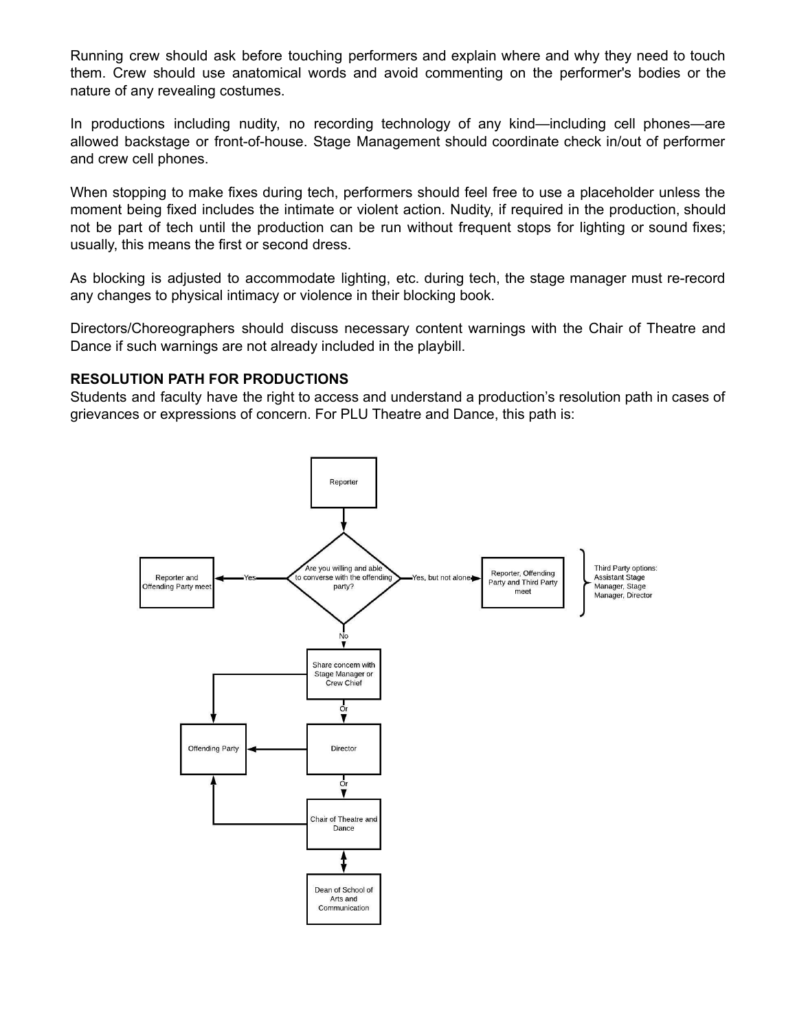Running crew should ask before touching performers and explain where and why they need to touch them. Crew should use anatomical words and avoid commenting on the performer's bodies or the nature of any revealing costumes.

In productions including nudity, no recording technology of any kind—including cell phones—are allowed backstage or front-of-house. Stage Management should coordinate check in/out of performer and crew cell phones.

When stopping to make fixes during tech, performers should feel free to use a placeholder unless the moment being fixed includes the intimate or violent action. Nudity, if required in the production, should not be part of tech until the production can be run without frequent stops for lighting or sound fixes; usually, this means the first or second dress.

As blocking is adjusted to accommodate lighting, etc. during tech, the stage manager must re-record any changes to physical intimacy or violence in their blocking book.

Directors/Choreographers should discuss necessary content warnings with the Chair of Theatre and Dance if such warnings are not already included in the playbill.

**RESOLUTION PATH FOR PRODUCTIONS**

Students and faculty have the right to access and understand a production's resolution path in cases of grievances or expressions of concern. For PLU Theatre and Dance, this path is:

- Reporter
  - Are you willing and able to converse with the offending party?
    - Yes → Reporter and Offending Party meet
    - Yes, but not alone → Reporter, Offending Party and Third Party meet
      - Third Party options: Assistant Stage Manager, Stage Manager, Director
    - No → Share concern with Stage Manager or Crew Chief → Offending Party
      - Or → Director → Offending Party
      - Or → Chair of Theatre and Dance → Offending Party
        - Chair of Theatre and Dance ↔ Dean of School of Arts and Communication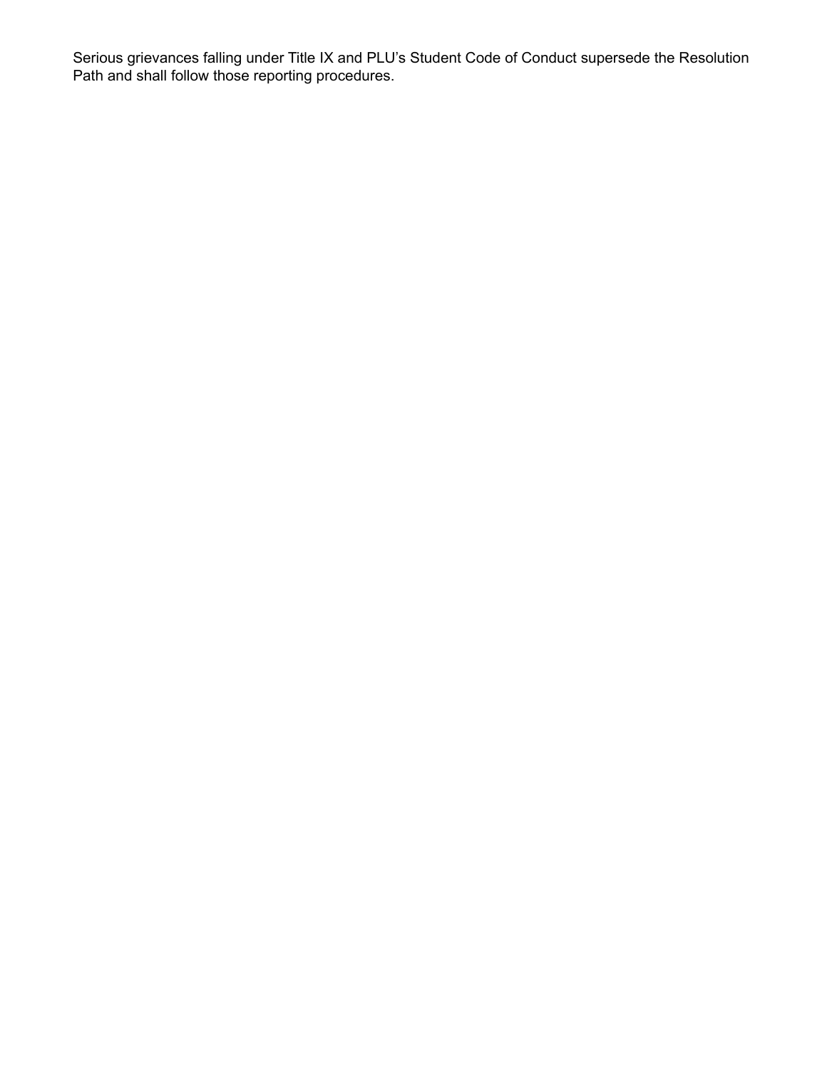Serious grievances falling under Title IX and PLU's Student Code of Conduct supersede the Resolution Path and shall follow those reporting procedures.